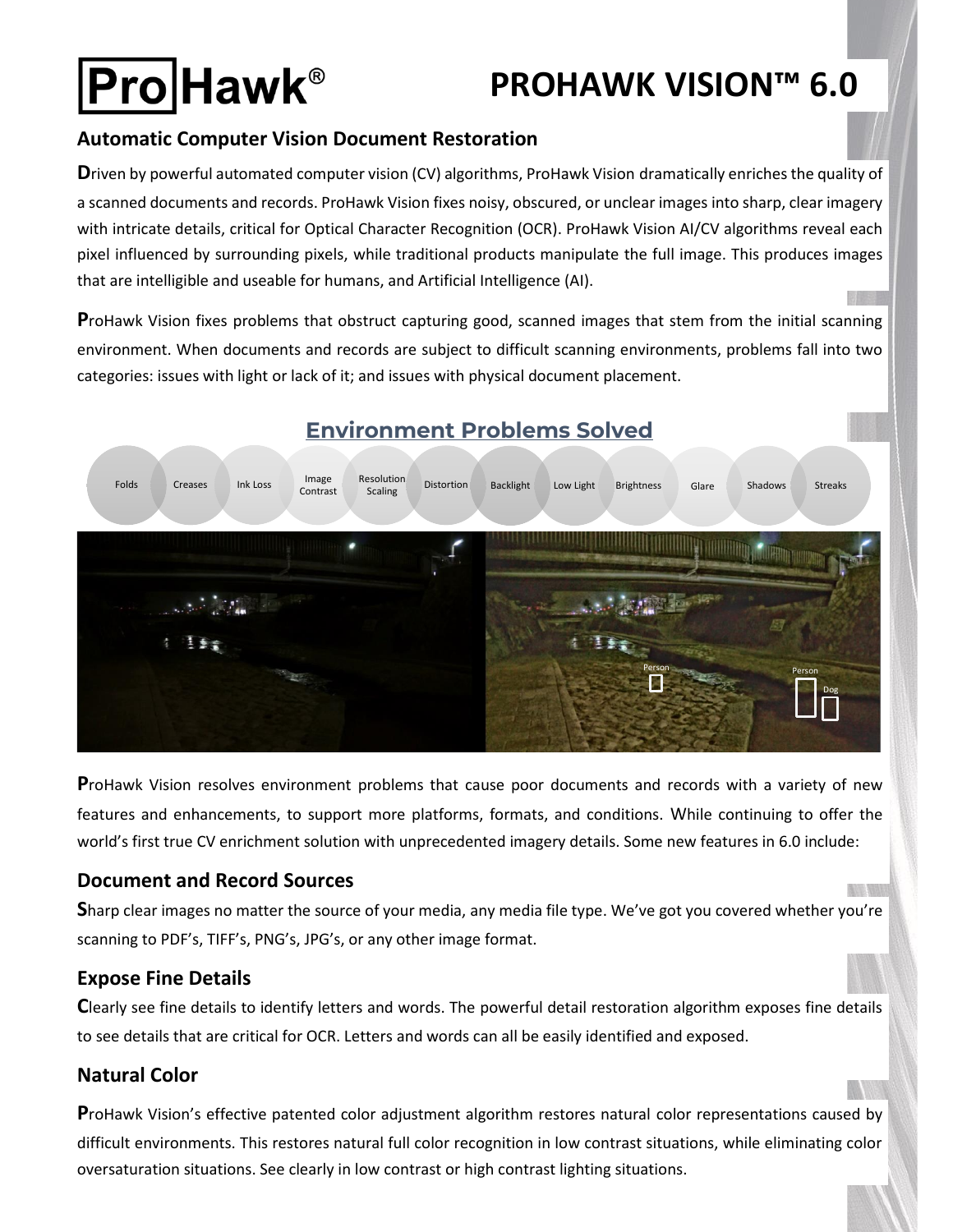# ProHawk® PROHAWK VISION™ 6.0

## Automatic Computer Vision Document Restoration

**D**riven by powerful automated computer vision (CV) algorithms, ProHawk Vision dramatically enriches the quality of a scanned documents and records. ProHawk Vision fixes noisy, obscured, or unclear images into sharp, clear imagery with intricate details, critical for Optical Character Recognition (OCR). ProHawk Vision AI/CV algorithms reveal each pixel influenced by surrounding pixels, while traditional products manipulate the full image. This produces images that are intelligible and useable for humans, and Artificial Intelligence (AI).

**P**roHawk Vision fixes problems that obstruct capturing good, scanned images that stem from the initial scanning environment. When documents and records are subject to difficult scanning environments, problems fall into two categories: issues with light or lack of it; and issues with physical document placement.

## Environment Problems Solved

Folds · Creases · Ink Loss · Image Contrast · Resolution Scaling · Distortion · Backlight · Low Light · Brightness · Glare · Shadows · Streaks

**P**roHawk Vision resolves environment problems that cause poor documents and records with a variety of new features and enhancements, to support more platforms, formats, and conditions. While continuing to offer the world's first true CV enrichment solution with unprecedented imagery details. Some new features in 6.0 include:

### Document and Record Sources

**S**harp clear images no matter the source of your media, any media file type. We've got you covered whether you're scanning to PDF's, TIFF's, PNG's, JPG's, or any other image format.

### Expose Fine Details

**C**learly see fine details to identify letters and words. The powerful detail restoration algorithm exposes fine details to see details that are critical for OCR. Letters and words can all be easily identified and exposed.

### Natural Color

**P**roHawk Vision's effective patented color adjustment algorithm restores natural color representations caused by difficult environments. This restores natural full color recognition in low contrast situations, while eliminating color oversaturation situations. See clearly in low contrast or high contrast lighting situations.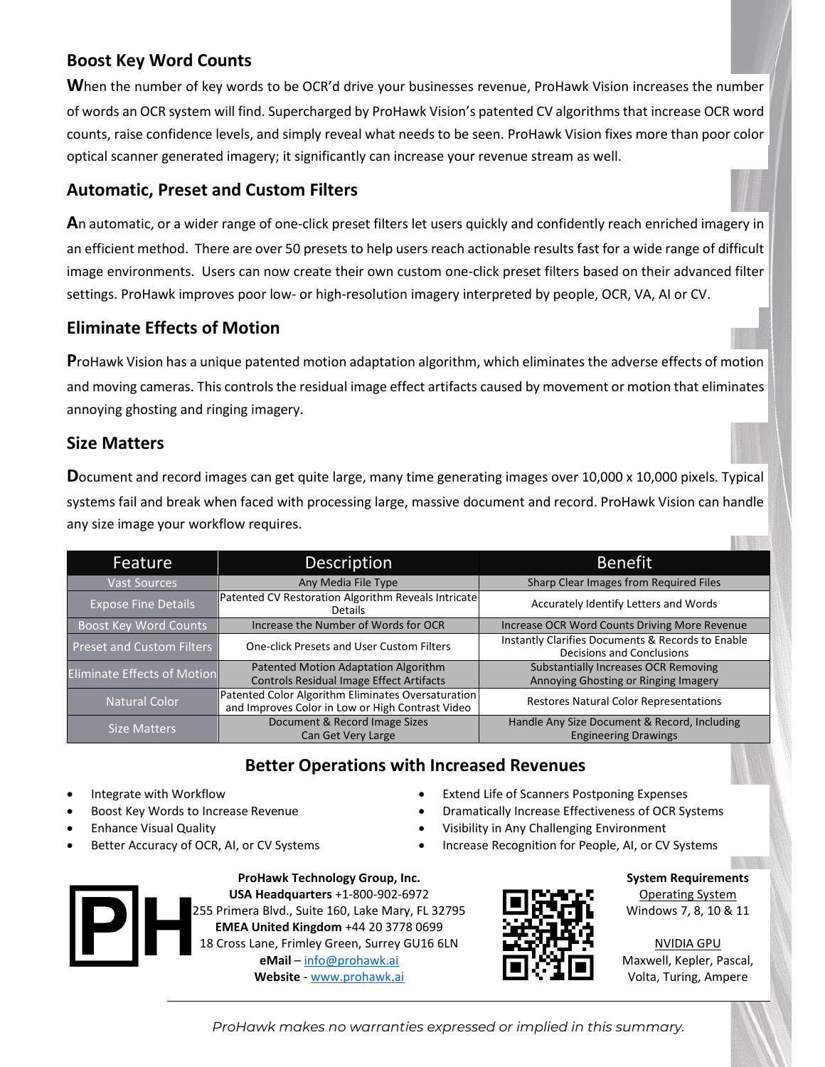## Boost Key Word Counts

**W**hen the number of key words to be OCR'd drive your businesses revenue, ProHawk Vision increases the number of words an OCR system will find. Supercharged by ProHawk Vision's patented CV algorithms that increase OCR word counts, raise confidence levels, and simply reveal what needs to be seen. ProHawk Vision fixes more than poor color optical scanner generated imagery; it significantly can increase your revenue stream as well.

## Automatic, Preset and Custom Filters

**A**n automatic, or a wider range of one-click preset filters let users quickly and confidently reach enriched imagery in an efficient method. There are over 50 presets to help users reach actionable results fast for a wide range of difficult image environments. Users can now create their own custom one-click preset filters based on their advanced filter settings. ProHawk improves poor low- or high-resolution imagery interpreted by people, OCR, VA, AI or CV.

## Eliminate Effects of Motion

**P**roHawk Vision has a unique patented motion adaptation algorithm, which eliminates the adverse effects of motion and moving cameras. This controls the residual image effect artifacts caused by movement or motion that eliminates annoying ghosting and ringing imagery.

## Size Matters

**D**ocument and record images can get quite large, many time generating images over 10,000 x 10,000 pixels. Typical systems fail and break when faced with processing large, massive document and record. ProHawk Vision can handle any size image your workflow requires.

| Feature | Description | Benefit |
|---|---|---|
| Vast Sources | Any Media File Type | Sharp Clear Images from Required Files |
| Expose Fine Details | Patented CV Restoration Algorithm Reveals Intricate Details | Accurately Identify Letters and Words |
| Boost Key Word Counts | Increase the Number of Words for OCR | Increase OCR Word Counts Driving More Revenue |
| Preset and Custom Filters | One-click Presets and User Custom Filters | Instantly Clarifies Documents & Records to Enable Decisions and Conclusions |
| Eliminate Effects of Motion | Patented Motion Adaptation Algorithm Controls Residual Image Effect Artifacts | Substantially Increases OCR Removing Annoying Ghosting or Ringing Imagery |
| Natural Color | Patented Color Algorithm Eliminates Oversaturation and Improves Color in Low or High Contrast Video | Restores Natural Color Representations |
| Size Matters | Document & Record Image Sizes Can Get Very Large | Handle Any Size Document & Record, Including Engineering Drawings |

## Better Operations with Increased Revenues

- Integrate with Workflow
- Boost Key Words to Increase Revenue
- Enhance Visual Quality
- Better Accuracy of OCR, AI, or CV Systems
- Extend Life of Scanners Postponing Expenses
- Dramatically Increase Effectiveness of OCR Systems
- Visibility in Any Challenging Environment
- Increase Recognition for People, AI, or CV Systems

**ProHawk Technology Group, Inc.**
**USA Headquarters** +1-800-902-6972
255 Primera Blvd., Suite 160, Lake Mary, FL 32795
**EMEA United Kingdom** +44 20 3778 0699
18 Cross Lane, Frimley Green, Surrey GU16 6LN
**eMail** – info@prohawk.ai
**Website** - www.prohawk.ai

**System Requirements**

Operating System
Windows 7, 8, 10 & 11

NVIDIA GPU
Maxwell, Kepler, Pascal, Volta, Turing, Ampere

*ProHawk makes no warranties expressed or implied in this summary.*